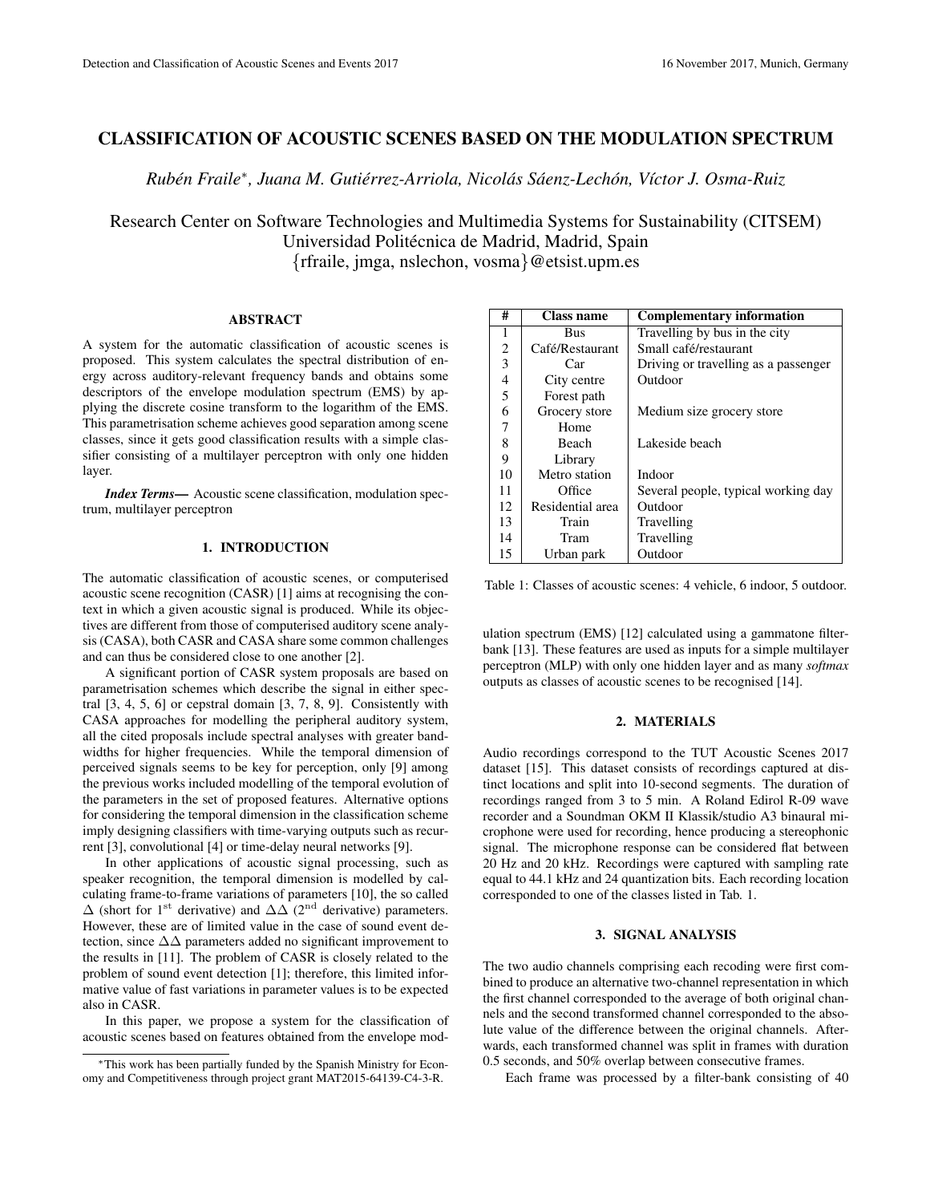# CLASSIFICATION OF ACOUSTIC SCENES BASED ON THE MODULATION SPECTRUM

*Rubén Fraile[*], Juana M. Gutiérrez-Arriola, Nicolás Sáenz-Lechón, Víctor J. Osma-Ruiz*

Research Center on Software Technologies and Multimedia Systems for Sustainability (CITSEM)
Universidad Politécnica de Madrid, Madrid, Spain
{rfraile, jmga, nslechon, vosma}@etsist.upm.es

## ABSTRACT

A system for the automatic classification of acoustic scenes is proposed. This system calculates the spectral distribution of energy across auditory-relevant frequency bands and obtains some descriptors of the envelope modulation spectrum (EMS) by applying the discrete cosine transform to the logarithm of the EMS. This parametrisation scheme achieves good separation among scene classes, since it gets good classification results with a simple classifier consisting of a multilayer perceptron with only one hidden layer.

***Index Terms*—** Acoustic scene classification, modulation spectrum, multilayer perceptron

## 1. INTRODUCTION

The automatic classification of acoustic scenes, or computerised acoustic scene recognition (CASR) [1] aims at recognising the context in which a given acoustic signal is produced. While its objectives are different from those of computerised auditory scene analysis (CASA), both CASR and CASA share some common challenges and can thus be considered close to one another [2].

A significant portion of CASR system proposals are based on parametrisation schemes which describe the signal in either spectral [3, 4, 5, 6] or cepstral domain [3, 7, 8, 9]. Consistently with CASA approaches for modelling the peripheral auditory system, all the cited proposals include spectral analyses with greater bandwidths for higher frequencies. While the temporal dimension of perceived signals seems to be key for perception, only [9] among the previous works included modelling of the temporal evolution of the parameters in the set of proposed features. Alternative options for considering the temporal dimension in the classification scheme imply designing classifiers with time-varying outputs such as recurrent [3], convolutional [4] or time-delay neural networks [9].

In other applications of acoustic signal processing, such as speaker recognition, the temporal dimension is modelled by calculating frame-to-frame variations of parameters [10], the so called $\Delta$ (short for 1$^{\text{st}}$ derivative) and $\Delta\Delta$ (2$^{\text{nd}}$ derivative) parameters. However, these are of limited value in the case of sound event detection, since $\Delta\Delta$ parameters added no significant improvement to the results in [11]. The problem of CASR is closely related to the problem of sound event detection [1]; therefore, this limited informative value of fast variations in parameter values is to be expected also in CASR.

In this paper, we propose a system for the classification of acoustic scenes based on features obtained from the envelope modulation spectrum (EMS) [12] calculated using a gammatone filterbank [13]. These features are used as inputs for a simple multilayer perceptron (MLP) with only one hidden layer and as many *softmax* outputs as classes of acoustic scenes to be recognised [14].

| # | Class name | Complementary information |
|---|---|---|
| 1 | Bus | Travelling by bus in the city |
| 2 | Café/Restaurant | Small café/restaurant |
| 3 | Car | Driving or travelling as a passenger |
| 4 | City centre | Outdoor |
| 5 | Forest path | |
| 6 | Grocery store | Medium size grocery store |
| 7 | Home | |
| 8 | Beach | Lakeside beach |
| 9 | Library | |
| 10 | Metro station | Indoor |
| 11 | Office | Several people, typical working day |
| 12 | Residential area | Outdoor |
| 13 | Train | Travelling |
| 14 | Tram | Travelling |
| 15 | Urban park | Outdoor |

Table 1: Classes of acoustic scenes: 4 vehicle, 6 indoor, 5 outdoor.

## 2. MATERIALS

Audio recordings correspond to the TUT Acoustic Scenes 2017 dataset [15]. This dataset consists of recordings captured at distinct locations and split into 10-second segments. The duration of recordings ranged from 3 to 5 min. A Roland Edirol R-09 wave recorder and a Soundman OKM II Klassik/studio A3 binaural microphone were used for recording, hence producing a stereophonic signal. The microphone response can be considered flat between 20 Hz and 20 kHz. Recordings were captured with sampling rate equal to 44.1 kHz and 24 quantization bits. Each recording location corresponded to one of the classes listed in Tab. 1.

## 3. SIGNAL ANALYSIS

The two audio channels comprising each recoding were first combined to produce an alternative two-channel representation in which the first channel corresponded to the average of both original channels and the second transformed channel corresponded to the absolute value of the difference between the original channels. Afterwards, each transformed channel was split in frames with duration 0.5 seconds, and 50% overlap between consecutive frames.

Each frame was processed by a filter-bank consisting of 40

[*] This work has been partially funded by the Spanish Ministry for Economy and Competitiveness through project grant MAT2015-64139-C4-3-R.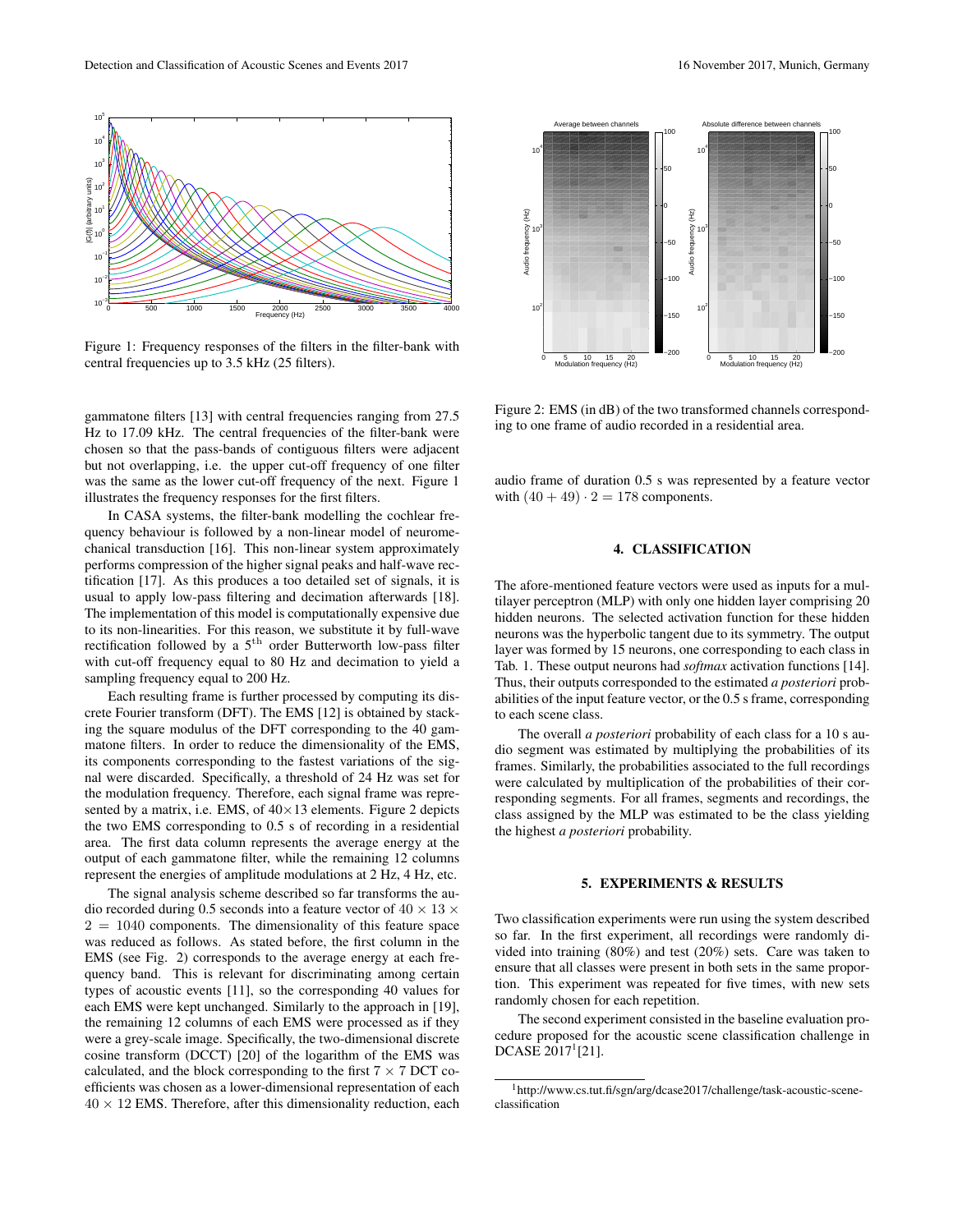Figure 1: Frequency responses of the filters in the filter-bank with central frequencies up to 3.5 kHz (25 filters).

gammatone filters [13] with central frequencies ranging from 27.5 Hz to 17.09 kHz. The central frequencies of the filter-bank were chosen so that the pass-bands of contiguous filters were adjacent but not overlapping, i.e. the upper cut-off frequency of one filter was the same as the lower cut-off frequency of the next. Figure 1 illustrates the frequency responses for the first filters.

In CASA systems, the filter-bank modelling the cochlear frequency behaviour is followed by a non-linear model of neuromechanical transduction [16]. This non-linear system approximately performs compression of the higher signal peaks and half-wave rectification [17]. As this produces a too detailed set of signals, it is usual to apply low-pass filtering and decimation afterwards [18]. The implementation of this model is computationally expensive due to its non-linearities. For this reason, we substitute it by full-wave rectification followed by a $5^{\text{th}}$ order Butterworth low-pass filter with cut-off frequency equal to 80 Hz and decimation to yield a sampling frequency equal to 200 Hz.

Each resulting frame is further processed by computing its discrete Fourier transform (DFT). The EMS [12] is obtained by stacking the square modulus of the DFT corresponding to the 40 gammatone filters. In order to reduce the dimensionality of the EMS, its components corresponding to the fastest variations of the signal were discarded. Specifically, a threshold of 24 Hz was set for the modulation frequency. Therefore, each signal frame was represented by a matrix, i.e. EMS, of $40 \times 13$ elements. Figure 2 depicts the two EMS corresponding to 0.5 s of recording in a residential area. The first data column represents the average energy at the output of each gammatone filter, while the remaining 12 columns represent the energies of amplitude modulations at 2 Hz, 4 Hz, etc.

The signal analysis scheme described so far transforms the audio recorded during 0.5 seconds into a feature vector of $40 \times 13 \times 2 = 1040$ components. The dimensionality of this feature space was reduced as follows. As stated before, the first column in the EMS (see Fig. 2) corresponds to the average energy at each frequency band. This is relevant for discriminating among certain types of acoustic events [11], so the corresponding 40 values for each EMS were kept unchanged. Similarly to the approach in [19], the remaining 12 columns of each EMS were processed as if they were a grey-scale image. Specifically, the two-dimensional discrete cosine transform (DCCT) [20] of the logarithm of the EMS was calculated, and the block corresponding to the first $7 \times 7$ DCT coefficients was chosen as a lower-dimensional representation of each $40 \times 12$ EMS. Therefore, after this dimensionality reduction, each audio frame of duration 0.5 s was represented by a feature vector with $(40 + 49) \cdot 2 = 178$ components.

Figure 2: EMS (in dB) of the two transformed channels corresponding to one frame of audio recorded in a residential area.

## 4. CLASSIFICATION

The afore-mentioned feature vectors were used as inputs for a multilayer perceptron (MLP) with only one hidden layer comprising 20 hidden neurons. The selected activation function for these hidden neurons was the hyperbolic tangent due to its symmetry. The output layer was formed by 15 neurons, one corresponding to each class in Tab. 1. These output neurons had *softmax* activation functions [14]. Thus, their outputs corresponded to the estimated *a posteriori* probabilities of the input feature vector, or the 0.5 s frame, corresponding to each scene class.

The overall *a posteriori* probability of each class for a 10 s audio segment was estimated by multiplying the probabilities of its frames. Similarly, the probabilities associated to the full recordings were calculated by multiplication of the probabilities of their corresponding segments. For all frames, segments and recordings, the class assigned by the MLP was estimated to be the class yielding the highest *a posteriori* probability.

## 5. EXPERIMENTS & RESULTS

Two classification experiments were run using the system described so far. In the first experiment, all recordings were randomly divided into training (80%) and test (20%) sets. Care was taken to ensure that all classes were present in both sets in the same proportion. This experiment was repeated for five times, with new sets randomly chosen for each repetition.

The second experiment consisted in the baseline evaluation procedure proposed for the acoustic scene classification challenge in DCASE 2017[1] [21].

[1] http://www.cs.tut.fi/sgn/arg/dcase2017/challenge/task-acoustic-scene-classification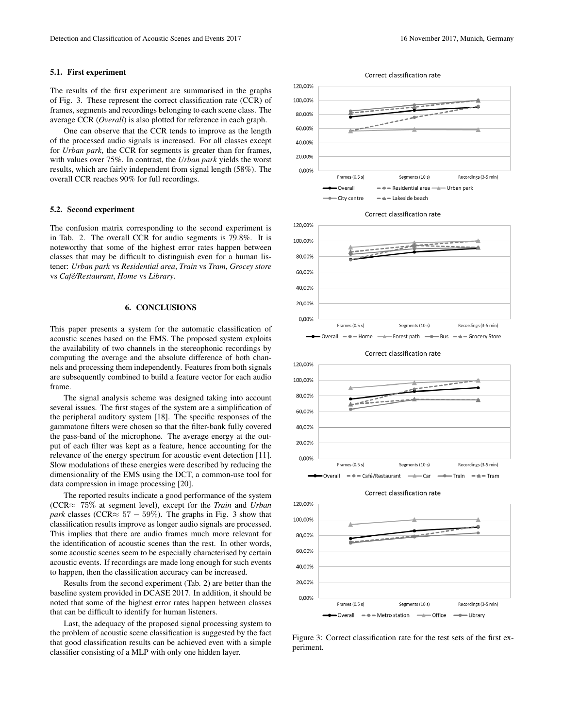### 5.1. First experiment

The results of the first experiment are summarised in the graphs of Fig. 3. These represent the correct classification rate (CCR) of frames, segments and recordings belonging to each scene class. The average CCR (*Overall*) is also plotted for reference in each graph.

One can observe that the CCR tends to improve as the length of the processed audio signals is increased. For all classes except for *Urban park*, the CCR for segments is greater than for frames, with values over 75%. In contrast, the *Urban park* yields the worst results, which are fairly independent from signal length (58%). The overall CCR reaches 90% for full recordings.

### 5.2. Second experiment

The confusion matrix corresponding to the second experiment is in Tab. 2. The overall CCR for audio segments is 79.8%. It is noteworthy that some of the highest error rates happen between classes that may be difficult to distinguish even for a human listener: *Urban park* vs *Residential area*, *Train* vs *Tram*, *Grocey store* vs *Café/Restaurant*, *Home* vs *Library*.

## 6. CONCLUSIONS

This paper presents a system for the automatic classification of acoustic scenes based on the EMS. The proposed system exploits the availability of two channels in the stereophonic recordings by computing the average and the absolute difference of both channels and processing them independently. Features from both signals are subsequently combined to build a feature vector for each audio frame.

The signal analysis scheme was designed taking into account several issues. The first stages of the system are a simplification of the peripheral auditory system [18]. The specific responses of the gammatone filters were chosen so that the filter-bank fully covered the pass-band of the microphone. The average energy at the output of each filter was kept as a feature, hence accounting for the relevance of the energy spectrum for acoustic event detection [11]. Slow modulations of these energies were described by reducing the dimensionality of the EMS using the DCT, a common-use tool for data compression in image processing [20].

The reported results indicate a good performance of the system (CCR$\approx$ 75% at segment level), except for the *Train* and *Urban park* classes (CCR$\approx 57-59\%$). The graphs in Fig. 3 show that classification results improve as longer audio signals are processed. This implies that there are audio frames much more relevant for the identification of acoustic scenes than the rest. In other words, some acoustic scenes seem to be especially characterised by certain acoustic events. If recordings are made long enough for such events to happen, then the classification accuracy can be increased.

Results from the second experiment (Tab. 2) are better than the baseline system provided in DCASE 2017. In addition, it should be noted that some of the highest error rates happen between classes that can be difficult to identify for human listeners.

Last, the adequacy of the proposed signal processing system to the problem of acoustic scene classification is suggested by the fact that good classification results can be achieved even with a simple classifier consisting of a MLP with only one hidden layer.

Figure 3: Correct classification rate for the test sets of the first experiment.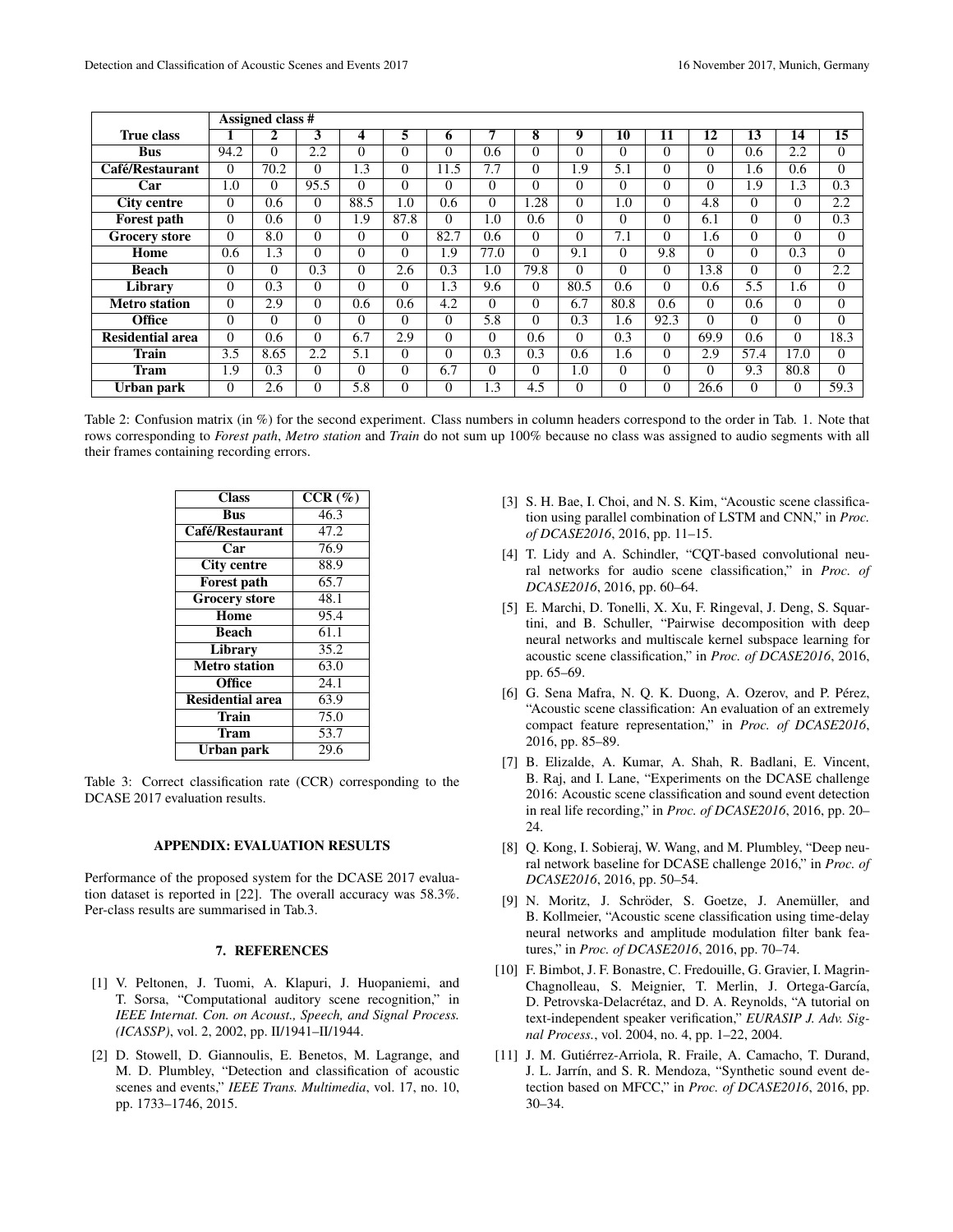| True class | Assigned class # | | | | | | | | | | | | | | |
|---|---|---|---|---|---|---|---|---|---|---|---|---|---|---|---|
| | **1** | **2** | **3** | **4** | **5** | **6** | **7** | **8** | **9** | **10** | **11** | **12** | **13** | **14** | **15** |
| **Bus** | 94.2 | 0 | 2.2 | 0 | 0 | 0 | 0.6 | 0 | 0 | 0 | 0 | 0 | 0.6 | 2.2 | 0 |
| **Café/Restaurant** | 0 | 70.2 | 0 | 1.3 | 0 | 11.5 | 7.7 | 0 | 1.9 | 5.1 | 0 | 0 | 1.6 | 0.6 | 0 |
| **Car** | 1.0 | 0 | 95.5 | 0 | 0 | 0 | 0 | 0 | 0 | 0 | 0 | 0 | 1.9 | 1.3 | 0.3 |
| **City centre** | 0 | 0.6 | 0 | 88.5 | 1.0 | 0.6 | 0 | 1.28 | 0 | 1.0 | 0 | 4.8 | 0 | 0 | 2.2 |
| **Forest path** | 0 | 0.6 | 0 | 1.9 | 87.8 | 0 | 1.0 | 0.6 | 0 | 0 | 0 | 6.1 | 0 | 0 | 0.3 |
| **Grocery store** | 0 | 8.0 | 0 | 0 | 0 | 82.7 | 0.6 | 0 | 0 | 7.1 | 0 | 1.6 | 0 | 0 | 0 |
| **Home** | 0.6 | 1.3 | 0 | 0 | 0 | 1.9 | 77.0 | 0 | 9.1 | 0 | 9.8 | 0 | 0 | 0.3 | 0 |
| **Beach** | 0 | 0 | 0.3 | 0 | 2.6 | 0.3 | 1.0 | 79.8 | 0 | 0 | 0 | 13.8 | 0 | 0 | 2.2 |
| **Library** | 0 | 0.3 | 0 | 0 | 0 | 1.3 | 9.6 | 0 | 80.5 | 0.6 | 0 | 0.6 | 5.5 | 1.6 | 0 |
| **Metro station** | 0 | 2.9 | 0 | 0.6 | 0.6 | 4.2 | 0 | 0 | 6.7 | 80.8 | 0.6 | 0 | 0.6 | 0 | 0 |
| **Office** | 0 | 0 | 0 | 0 | 0 | 0 | 5.8 | 0 | 0.3 | 1.6 | 92.3 | 0 | 0 | 0 | 0 |
| **Residential area** | 0 | 0.6 | 0 | 6.7 | 2.9 | 0 | 0 | 0.6 | 0 | 0.3 | 0 | 69.9 | 0.6 | 0 | 18.3 |
| **Train** | 3.5 | 8.65 | 2.2 | 5.1 | 0 | 0 | 0.3 | 0.3 | 0.6 | 1.6 | 0 | 2.9 | 57.4 | 17.0 | 0 |
| **Tram** | 1.9 | 0.3 | 0 | 0 | 0 | 6.7 | 0 | 0 | 1.0 | 0 | 0 | 0 | 9.3 | 80.8 | 0 |
| **Urban park** | 0 | 2.6 | 0 | 5.8 | 0 | 0 | 1.3 | 4.5 | 0 | 0 | 0 | 26.6 | 0 | 0 | 59.3 |

Table 2: Confusion matrix (in %) for the second experiment. Class numbers in column headers correspond to the order in Tab. 1. Note that rows corresponding to *Forest path*, *Metro station* and *Train* do not sum up 100% because no class was assigned to audio segments with all their frames containing recording errors.

| Class | CCR (%) |
|---|---|
| **Bus** | 46.3 |
| **Café/Restaurant** | 47.2 |
| **Car** | 76.9 |
| **City centre** | 88.9 |
| **Forest path** | 65.7 |
| **Grocery store** | 48.1 |
| **Home** | 95.4 |
| **Beach** | 61.1 |
| **Library** | 35.2 |
| **Metro station** | 63.0 |
| **Office** | 24.1 |
| **Residential area** | 63.9 |
| **Train** | 75.0 |
| **Tram** | 53.7 |
| **Urban park** | 29.6 |

Table 3: Correct classification rate (CCR) corresponding to the DCASE 2017 evaluation results.

## APPENDIX: EVALUATION RESULTS

Performance of the proposed system for the DCASE 2017 evaluation dataset is reported in [22]. The overall accuracy was 58.3%. Per-class results are summarised in Tab.3.

## 7. REFERENCES

[1] V. Peltonen, J. Tuomi, A. Klapuri, J. Huopaniemi, and T. Sorsa, "Computational auditory scene recognition," in *IEEE Internat. Con. on Acoust., Speech, and Signal Process. (ICASSP)*, vol. 2, 2002, pp. II/1941–II/1944.

[2] D. Stowell, D. Giannoulis, E. Benetos, M. Lagrange, and M. D. Plumbley, "Detection and classification of acoustic scenes and events," *IEEE Trans. Multimedia*, vol. 17, no. 10, pp. 1733–1746, 2015.

[3] S. H. Bae, I. Choi, and N. S. Kim, "Acoustic scene classification using parallel combination of LSTM and CNN," in *Proc. of DCASE2016*, 2016, pp. 11–15.

[4] T. Lidy and A. Schindler, "CQT-based convolutional neural networks for audio scene classification," in *Proc. of DCASE2016*, 2016, pp. 60–64.

[5] E. Marchi, D. Tonelli, X. Xu, F. Ringeval, J. Deng, S. Squartini, and B. Schuller, "Pairwise decomposition with deep neural networks and multiscale kernel subspace learning for acoustic scene classification," in *Proc. of DCASE2016*, 2016, pp. 65–69.

[6] G. Sena Mafra, N. Q. K. Duong, A. Ozerov, and P. Pérez, "Acoustic scene classification: An evaluation of an extremely compact feature representation," in *Proc. of DCASE2016*, 2016, pp. 85–89.

[7] B. Elizalde, A. Kumar, A. Shah, R. Badlani, E. Vincent, B. Raj, and I. Lane, "Experiments on the DCASE challenge 2016: Acoustic scene classification and sound event detection in real life recording," in *Proc. of DCASE2016*, 2016, pp. 20–24.

[8] Q. Kong, I. Sobieraj, W. Wang, and M. Plumbley, "Deep neural network baseline for DCASE challenge 2016," in *Proc. of DCASE2016*, 2016, pp. 50–54.

[9] N. Moritz, J. Schröder, S. Goetze, J. Anemüller, and B. Kollmeier, "Acoustic scene classification using time-delay neural networks and amplitude modulation filter bank features," in *Proc. of DCASE2016*, 2016, pp. 70–74.

[10] F. Bimbot, J. F. Bonastre, C. Fredouille, G. Gravier, I. Magrin-Chagnolleau, S. Meignier, T. Merlin, J. Ortega-García, D. Petrovska-Delacrétaz, and D. A. Reynolds, "A tutorial on text-independent speaker verification," *EURASIP J. Adv. Signal Process.*, vol. 2004, no. 4, pp. 1–22, 2004.

[11] J. M. Gutiérrez-Arriola, R. Fraile, A. Camacho, T. Durand, J. L. Jarrín, and S. R. Mendoza, "Synthetic sound event detection based on MFCC," in *Proc. of DCASE2016*, 2016, pp. 30–34.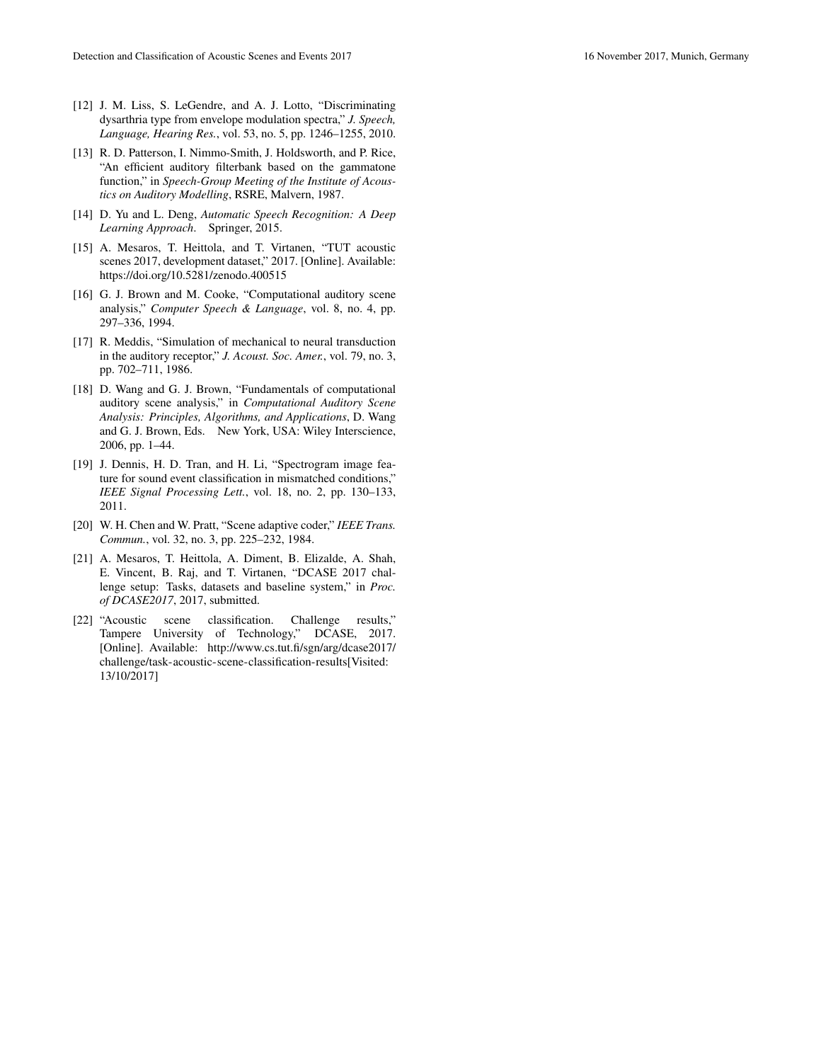[12] J. M. Liss, S. LeGendre, and A. J. Lotto, "Discriminating dysarthria type from envelope modulation spectra," *J. Speech, Language, Hearing Res.*, vol. 53, no. 5, pp. 1246–1255, 2010.

[13] R. D. Patterson, I. Nimmo-Smith, J. Holdsworth, and P. Rice, "An efficient auditory filterbank based on the gammatone function," in *Speech-Group Meeting of the Institute of Acoustics on Auditory Modelling*, RSRE, Malvern, 1987.

[14] D. Yu and L. Deng, *Automatic Speech Recognition: A Deep Learning Approach*. Springer, 2015.

[15] A. Mesaros, T. Heittola, and T. Virtanen, "TUT acoustic scenes 2017, development dataset," 2017. [Online]. Available: https://doi.org/10.5281/zenodo.400515

[16] G. J. Brown and M. Cooke, "Computational auditory scene analysis," *Computer Speech & Language*, vol. 8, no. 4, pp. 297–336, 1994.

[17] R. Meddis, "Simulation of mechanical to neural transduction in the auditory receptor," *J. Acoust. Soc. Amer.*, vol. 79, no. 3, pp. 702–711, 1986.

[18] D. Wang and G. J. Brown, "Fundamentals of computational auditory scene analysis," in *Computational Auditory Scene Analysis: Principles, Algorithms, and Applications*, D. Wang and G. J. Brown, Eds. New York, USA: Wiley Interscience, 2006, pp. 1–44.

[19] J. Dennis, H. D. Tran, and H. Li, "Spectrogram image feature for sound event classification in mismatched conditions," *IEEE Signal Processing Lett.*, vol. 18, no. 2, pp. 130–133, 2011.

[20] W. H. Chen and W. Pratt, "Scene adaptive coder," *IEEE Trans. Commun.*, vol. 32, no. 3, pp. 225–232, 1984.

[21] A. Mesaros, T. Heittola, A. Diment, B. Elizalde, A. Shah, E. Vincent, B. Raj, and T. Virtanen, "DCASE 2017 challenge setup: Tasks, datasets and baseline system," in *Proc. of DCASE2017*, 2017, submitted.

[22] "Acoustic scene classification. Challenge results," Tampere University of Technology," DCASE, 2017. [Online]. Available: http://www.cs.tut.fi/sgn/arg/dcase2017/challenge/task-acoustic-scene-classification-results[Visited: 13/10/2017]